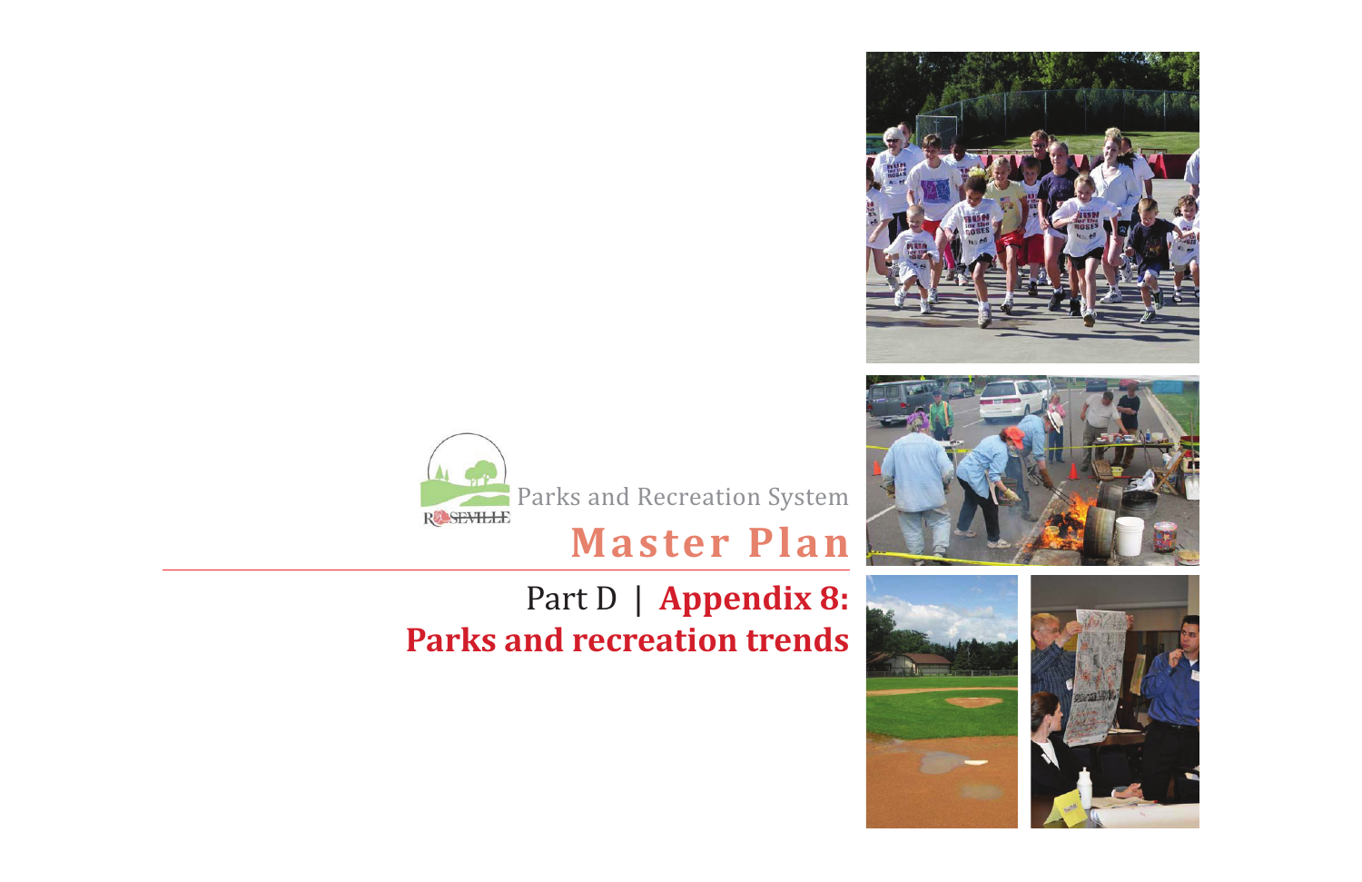Parks and Recreation System

# Master Plan

## Part D | **Appendix 8: Parks and recreation trends**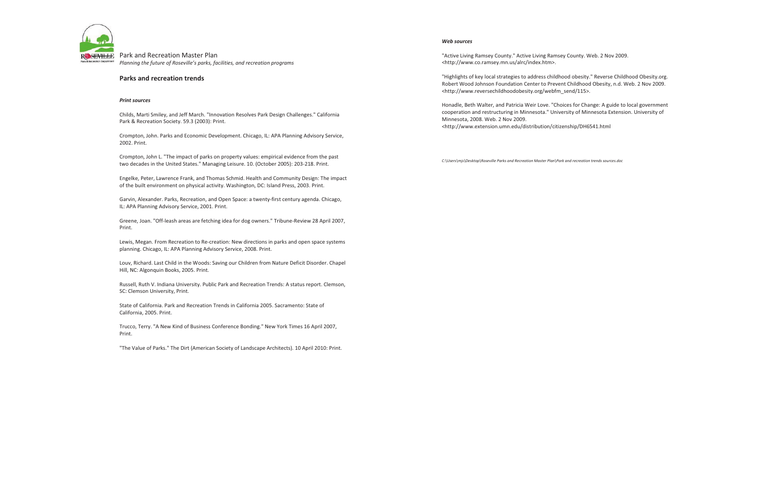Park and Recreation Master Plan

*Planning the future of Roseville's parks, facilities, and recreation programs*

## Parks and recreation trends

### *Print sources*

Childs, Marti Smiley, and Jeff March. "Innovation Resolves Park Design Challenges." California Park & Recreation Society. 59.3 (2003): Print.

Crompton, John. Parks and Economic Development. Chicago, IL: APA Planning Advisory Service, 2002. Print.

Crompton, John L. "The impact of parks on property values: empirical evidence from the past two decades in the United States." Managing Leisure. 10. (October 2005): 203-218. Print.

Engelke, Peter, Lawrence Frank, and Thomas Schmid. Health and Community Design: The impact of the built environment on physical activity. Washington, DC: Island Press, 2003. Print.

Garvin, Alexander. Parks, Recreation, and Open Space: a twenty-first century agenda. Chicago, IL: APA Planning Advisory Service, 2001. Print.

Greene, Joan. "Off-leash areas are fetching idea for dog owners." Tribune-Review 28 April 2007, Print.

Lewis, Megan. From Recreation to Re-creation: New directions in parks and open space systems planning. Chicago, IL: APA Planning Advisory Service, 2008. Print.

Louv, Richard. Last Child in the Woods: Saving our Children from Nature Deficit Disorder. Chapel Hill, NC: Algonquin Books, 2005. Print.

Russell, Ruth V. Indiana University. Public Park and Recreation Trends: A status report. Clemson, SC: Clemson University, Print.

State of California. Park and Recreation Trends in California 2005. Sacramento: State of California, 2005. Print.

Trucco, Terry. "A New Kind of Business Conference Bonding." New York Times 16 April 2007, Print.

"The Value of Parks." The Dirt (American Society of Landscape Architects). 10 April 2010: Print.

### *Web sources*

"Active Living Ramsey County." Active Living Ramsey County. Web. 2 Nov 2009. <http://www.co.ramsey.mn.us/alrc/index.htm>.

"Highlights of key local strategies to address childhood obesity." Reverse Childhood Obesity.org. Robert Wood Johnson Foundation Center to Prevent Childhood Obesity, n.d. Web. 2 Nov 2009. <http://www.reversechildhoodobesity.org/webfm_send/115>.

Honadle, Beth Walter, and Patricia Weir Love. "Choices for Change: A guide to local government cooperation and restructuring in Minnesota." University of Minnesota Extension. University of Minnesota, 2008. Web. 2 Nov 2009. <http://www.extension.umn.edu/distribution/citizenship/DH6541.html

*C:\Users\mjs\Desktop\Roseville Parks and Recreation Master Plan\Park and recreation trends sources.doc*